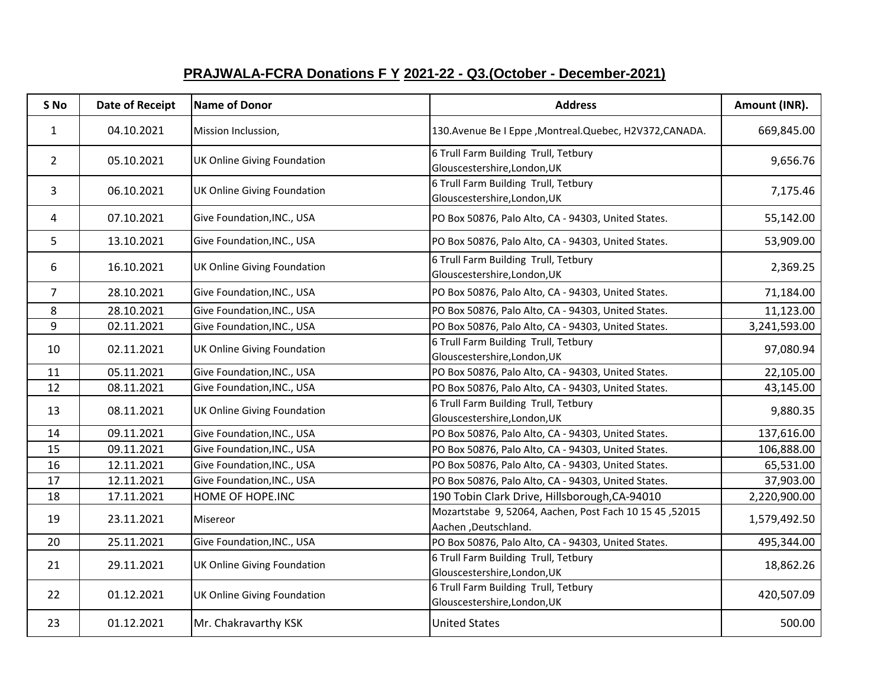# PRAJWALA-FCRA Donations F Y 2021-22 - Q3.(October - December-2021)

| S No | Date of Receipt | Name of Donor | Address | Amount (INR). |
|---|---|---|---|---|
| 1 | 04.10.2021 | Mission Inclussion, | 130.Avenue Be I Eppe ,Montreal.Quebec, H2V372,CANADA. | 669,845.00 |
| 2 | 05.10.2021 | UK Online Giving Foundation | 6 Trull Farm Building Trull, Tetbury Glouscestershire,London,UK | 9,656.76 |
| 3 | 06.10.2021 | UK Online Giving Foundation | 6 Trull Farm Building Trull, Tetbury Glouscestershire,London,UK | 7,175.46 |
| 4 | 07.10.2021 | Give Foundation,INC., USA | PO Box 50876, Palo Alto, CA - 94303, United States. | 55,142.00 |
| 5 | 13.10.2021 | Give Foundation,INC., USA | PO Box 50876, Palo Alto, CA - 94303, United States. | 53,909.00 |
| 6 | 16.10.2021 | UK Online Giving Foundation | 6 Trull Farm Building Trull, Tetbury Glouscestershire,London,UK | 2,369.25 |
| 7 | 28.10.2021 | Give Foundation,INC., USA | PO Box 50876, Palo Alto, CA - 94303, United States. | 71,184.00 |
| 8 | 28.10.2021 | Give Foundation,INC., USA | PO Box 50876, Palo Alto, CA - 94303, United States. | 11,123.00 |
| 9 | 02.11.2021 | Give Foundation,INC., USA | PO Box 50876, Palo Alto, CA - 94303, United States. | 3,241,593.00 |
| 10 | 02.11.2021 | UK Online Giving Foundation | 6 Trull Farm Building Trull, Tetbury Glouscestershire,London,UK | 97,080.94 |
| 11 | 05.11.2021 | Give Foundation,INC., USA | PO Box 50876, Palo Alto, CA - 94303, United States. | 22,105.00 |
| 12 | 08.11.2021 | Give Foundation,INC., USA | PO Box 50876, Palo Alto, CA - 94303, United States. | 43,145.00 |
| 13 | 08.11.2021 | UK Online Giving Foundation | 6 Trull Farm Building Trull, Tetbury Glouscestershire,London,UK | 9,880.35 |
| 14 | 09.11.2021 | Give Foundation,INC., USA | PO Box 50876, Palo Alto, CA - 94303, United States. | 137,616.00 |
| 15 | 09.11.2021 | Give Foundation,INC., USA | PO Box 50876, Palo Alto, CA - 94303, United States. | 106,888.00 |
| 16 | 12.11.2021 | Give Foundation,INC., USA | PO Box 50876, Palo Alto, CA - 94303, United States. | 65,531.00 |
| 17 | 12.11.2021 | Give Foundation,INC., USA | PO Box 50876, Palo Alto, CA - 94303, United States. | 37,903.00 |
| 18 | 17.11.2021 | HOME OF HOPE.INC | 190 Tobin Clark Drive, Hillsborough,CA-94010 | 2,220,900.00 |
| 19 | 23.11.2021 | Misereor | Mozartstabe 9, 52064, Aachen, Post Fach 10 15 45 ,52015 Aachen ,Deutschland. | 1,579,492.50 |
| 20 | 25.11.2021 | Give Foundation,INC., USA | PO Box 50876, Palo Alto, CA - 94303, United States. | 495,344.00 |
| 21 | 29.11.2021 | UK Online Giving Foundation | 6 Trull Farm Building Trull, Tetbury Glouscestershire,London,UK | 18,862.26 |
| 22 | 01.12.2021 | UK Online Giving Foundation | 6 Trull Farm Building Trull, Tetbury Glouscestershire,London,UK | 420,507.09 |
| 23 | 01.12.2021 | Mr. Chakravarthy KSK | United States | 500.00 |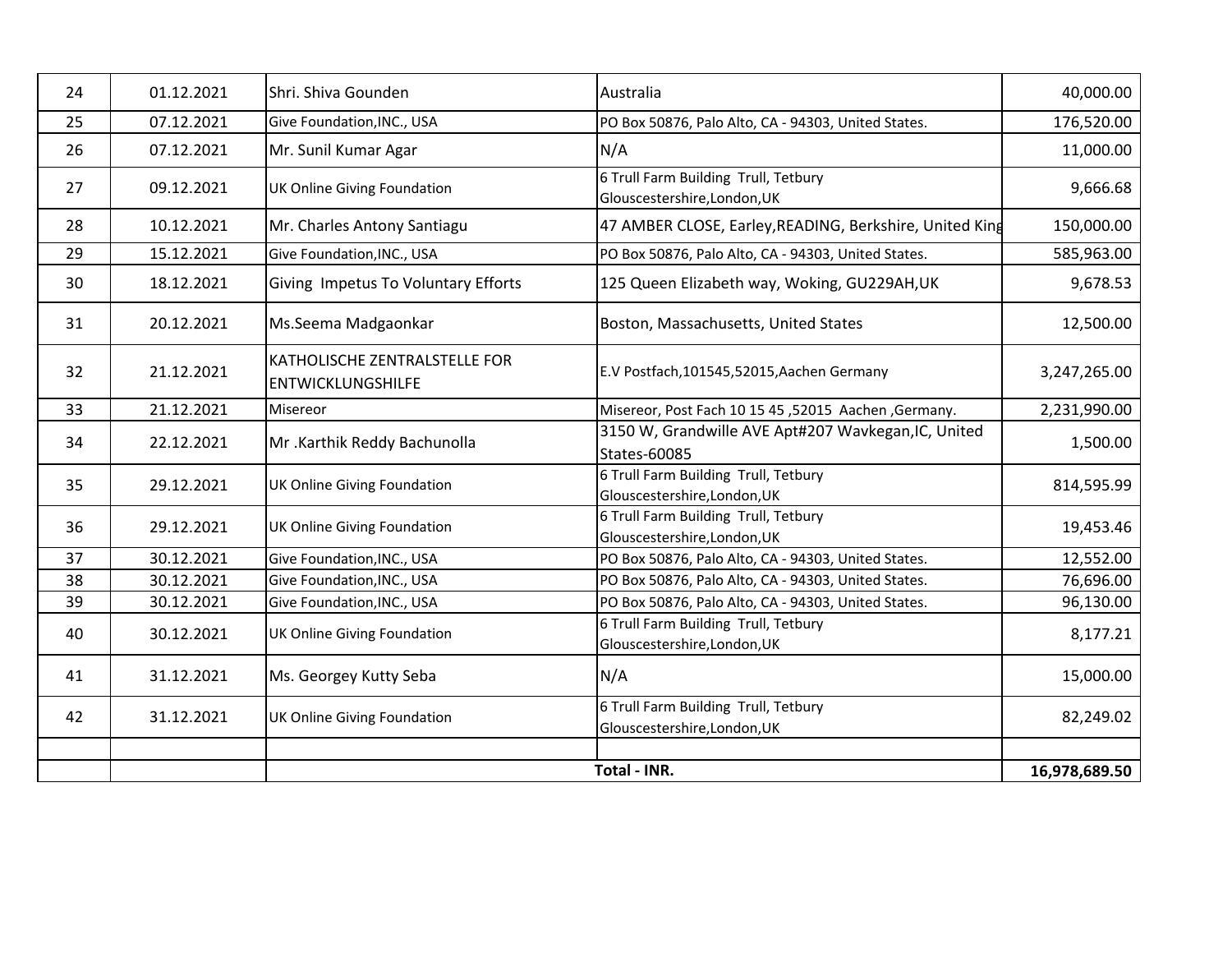| | | | | |
|---|---|---|---|---|
| 24 | 01.12.2021 | Shri. Shiva Gounden | Australia | 40,000.00 |
| 25 | 07.12.2021 | Give Foundation,INC., USA | PO Box 50876, Palo Alto, CA - 94303, United States. | 176,520.00 |
| 26 | 07.12.2021 | Mr. Sunil Kumar Agar | N/A | 11,000.00 |
| 27 | 09.12.2021 | UK Online Giving Foundation | 6 Trull Farm Building Trull, Tetbury Glouscestershire,London,UK | 9,666.68 |
| 28 | 10.12.2021 | Mr. Charles Antony Santiagu | 47 AMBER CLOSE, Earley,READING, Berkshire, United King | 150,000.00 |
| 29 | 15.12.2021 | Give Foundation,INC., USA | PO Box 50876, Palo Alto, CA - 94303, United States. | 585,963.00 |
| 30 | 18.12.2021 | Giving Impetus To Voluntary Efforts | 125 Queen Elizabeth way, Woking, GU229AH,UK | 9,678.53 |
| 31 | 20.12.2021 | Ms.Seema Madgaonkar | Boston, Massachusetts, United States | 12,500.00 |
| 32 | 21.12.2021 | KATHOLISCHE ZENTRALSTELLE FOR ENTWICKLUNGSHILFE | E.V Postfach,101545,52015,Aachen Germany | 3,247,265.00 |
| 33 | 21.12.2021 | Misereor | Misereor, Post Fach 10 15 45 ,52015 Aachen ,Germany. | 2,231,990.00 |
| 34 | 22.12.2021 | Mr .Karthik Reddy Bachunolla | 3150 W, Grandwille AVE Apt#207 Wavkegan,IC, United States-60085 | 1,500.00 |
| 35 | 29.12.2021 | UK Online Giving Foundation | 6 Trull Farm Building Trull, Tetbury Glouscestershire,London,UK | 814,595.99 |
| 36 | 29.12.2021 | UK Online Giving Foundation | 6 Trull Farm Building Trull, Tetbury Glouscestershire,London,UK | 19,453.46 |
| 37 | 30.12.2021 | Give Foundation,INC., USA | PO Box 50876, Palo Alto, CA - 94303, United States. | 12,552.00 |
| 38 | 30.12.2021 | Give Foundation,INC., USA | PO Box 50876, Palo Alto, CA - 94303, United States. | 76,696.00 |
| 39 | 30.12.2021 | Give Foundation,INC., USA | PO Box 50876, Palo Alto, CA - 94303, United States. | 96,130.00 |
| 40 | 30.12.2021 | UK Online Giving Foundation | 6 Trull Farm Building Trull, Tetbury Glouscestershire,London,UK | 8,177.21 |
| 41 | 31.12.2021 | Ms. Georgey Kutty Seba | N/A | 15,000.00 |
| 42 | 31.12.2021 | UK Online Giving Foundation | 6 Trull Farm Building Trull, Tetbury Glouscestershire,London,UK | 82,249.02 |
| | | | | |
| | | | **Total - INR.** | **16,978,689.50** |